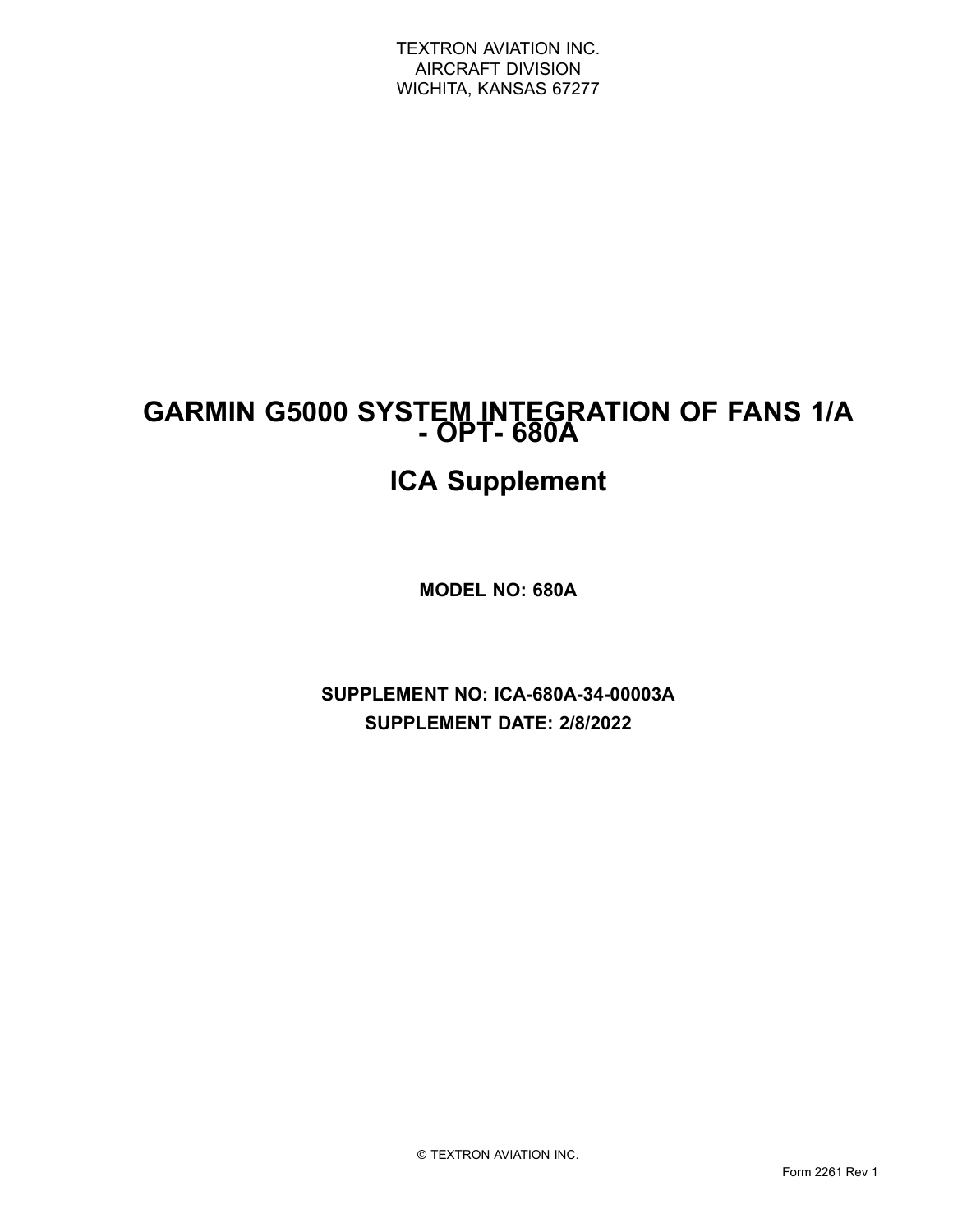TEXTRON AVIATION INC.
AIRCRAFT DIVISION
WICHITA, KANSAS 67277

# GARMIN G5000 SYSTEM INTEGRATION OF FANS 1/A - OPT- 680A

# ICA Supplement

**MODEL NO: 680A**

**SUPPLEMENT NO: ICA-680A-34-00003A**

**SUPPLEMENT DATE: 2/8/2022**

© TEXTRON AVIATION INC.

Form 2261 Rev 1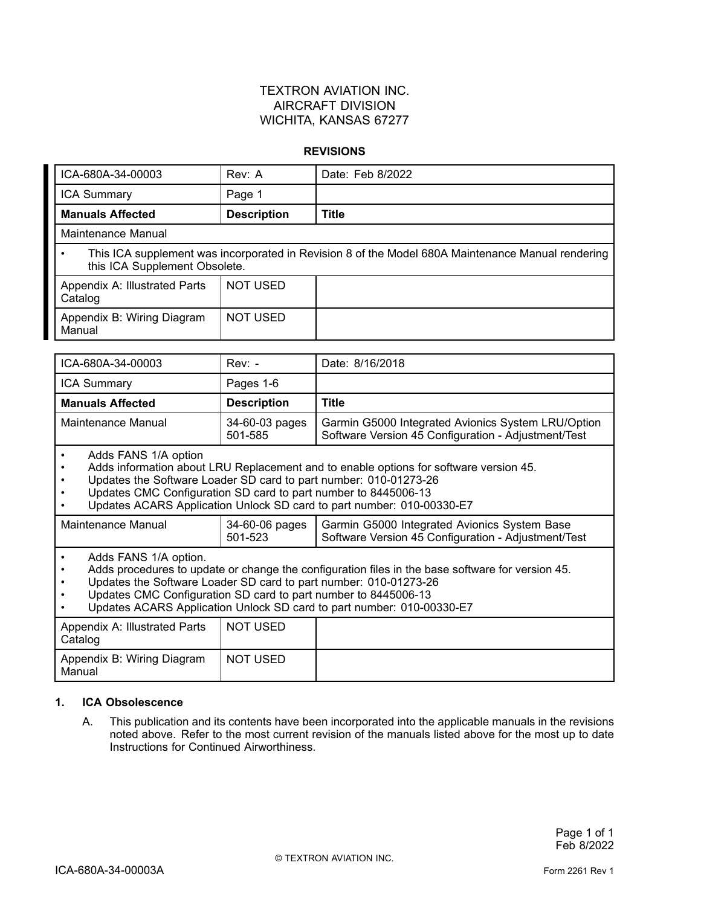TEXTRON AVIATION INC.
AIRCRAFT DIVISION
WICHITA, KANSAS 67277

**REVISIONS**

| ICA-680A-34-00003 | Rev: A | Date: Feb 8/2022 |
|---|---|---|
| ICA Summary | Page 1 | |
| **Manuals Affected** | **Description** | **Title** |
| Maintenance Manual | | |
| • This ICA supplement was incorporated in Revision 8 of the Model 680A Maintenance Manual rendering this ICA Supplement Obsolete. | | |
| Appendix A: Illustrated Parts Catalog | NOT USED | |
| Appendix B: Wiring Diagram Manual | NOT USED | |

| ICA-680A-34-00003 | Rev: - | Date: 8/16/2018 |
|---|---|---|
| ICA Summary | Pages 1-6 | |
| **Manuals Affected** | **Description** | **Title** |
| Maintenance Manual | 34-60-03 pages 501-585 | Garmin G5000 Integrated Avionics System LRU/Option Software Version 45 Configuration - Adjustment/Test |
| • Adds FANS 1/A option<br>• Adds information about LRU Replacement and to enable options for software version 45.<br>• Updates the Software Loader SD card to part number: 010-01273-26<br>• Updates CMC Configuration SD card to part number to 8445006-13<br>• Updates ACARS Application Unlock SD card to part number: 010-00330-E7 | | |
| Maintenance Manual | 34-60-06 pages 501-523 | Garmin G5000 Integrated Avionics System Base Software Version 45 Configuration - Adjustment/Test |
| • Adds FANS 1/A option.<br>• Adds procedures to update or change the configuration files in the base software for version 45.<br>• Updates the Software Loader SD card to part number: 010-01273-26<br>• Updates CMC Configuration SD card to part number to 8445006-13<br>• Updates ACARS Application Unlock SD card to part number: 010-00330-E7 | | |
| Appendix A: Illustrated Parts Catalog | NOT USED | |
| Appendix B: Wiring Diagram Manual | NOT USED | |

1. **ICA Obsolescence**

   A. This publication and its contents have been incorporated into the applicable manuals in the revisions noted above. Refer to the most current revision of the manuals listed above for the most up to date Instructions for Continued Airworthiness.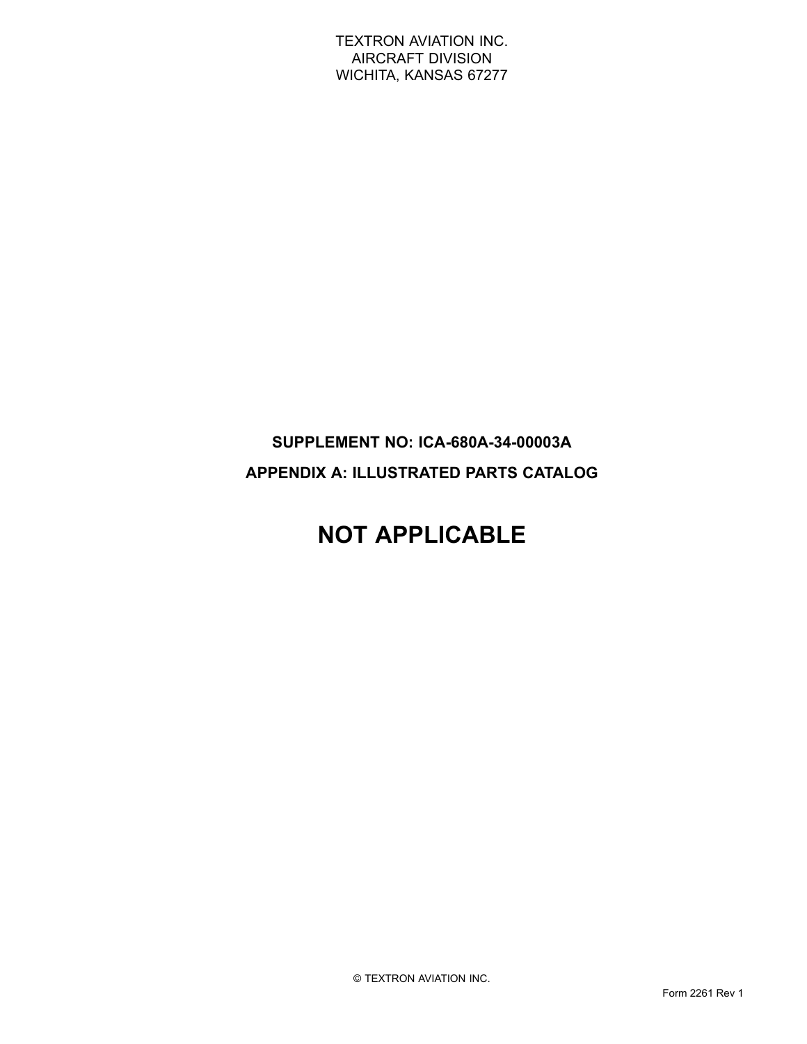TEXTRON AVIATION INC.
AIRCRAFT DIVISION
WICHITA, KANSAS 67277

**SUPPLEMENT NO: ICA-680A-34-00003A**

**APPENDIX A: ILLUSTRATED PARTS CATALOG**

# NOT APPLICABLE

© TEXTRON AVIATION INC.

Form 2261 Rev 1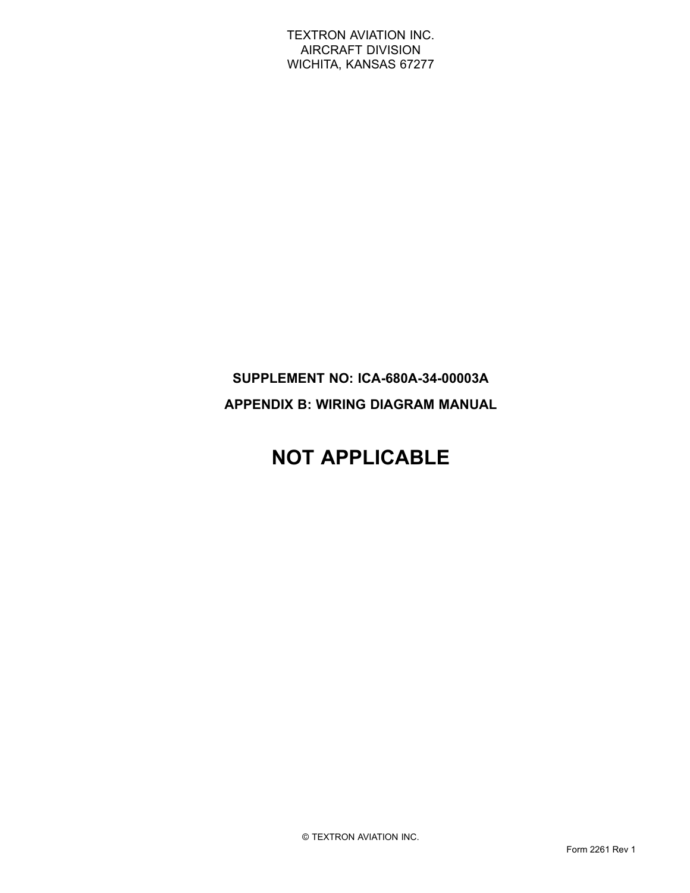TEXTRON AVIATION INC.
AIRCRAFT DIVISION
WICHITA, KANSAS 67277

**SUPPLEMENT NO: ICA-680A-34-00003A**

**APPENDIX B: WIRING DIAGRAM MANUAL**

# NOT APPLICABLE

© TEXTRON AVIATION INC.

Form 2261 Rev 1